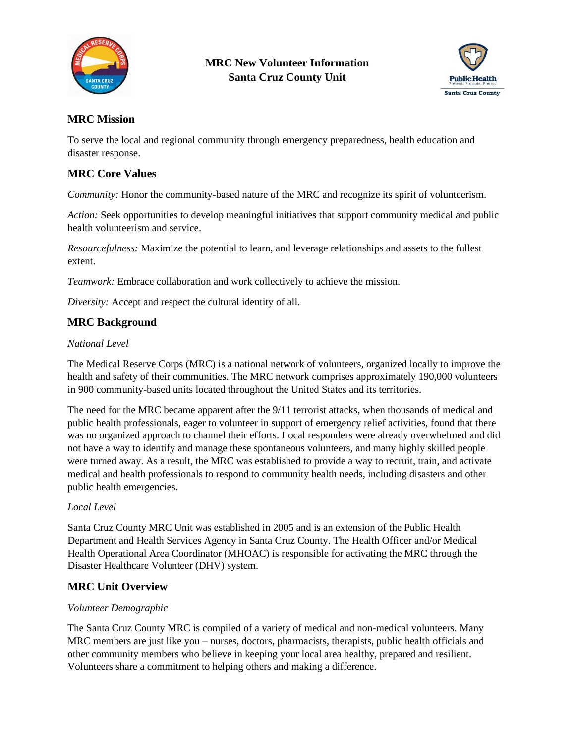# MRC New Volunteer Information
# Santa Cruz County Unit

## MRC Mission

To serve the local and regional community through emergency preparedness, health education and disaster response.

## MRC Core Values

*Community:* Honor the community-based nature of the MRC and recognize its spirit of volunteerism.

*Action:* Seek opportunities to develop meaningful initiatives that support community medical and public health volunteerism and service.

*Resourcefulness:* Maximize the potential to learn, and leverage relationships and assets to the fullest extent.

*Teamwork:* Embrace collaboration and work collectively to achieve the mission.

*Diversity:* Accept and respect the cultural identity of all.

## MRC Background

*National Level*

The Medical Reserve Corps (MRC) is a national network of volunteers, organized locally to improve the health and safety of their communities. The MRC network comprises approximately 190,000 volunteers in 900 community-based units located throughout the United States and its territories.

The need for the MRC became apparent after the 9/11 terrorist attacks, when thousands of medical and public health professionals, eager to volunteer in support of emergency relief activities, found that there was no organized approach to channel their efforts. Local responders were already overwhelmed and did not have a way to identify and manage these spontaneous volunteers, and many highly skilled people were turned away. As a result, the MRC was established to provide a way to recruit, train, and activate medical and health professionals to respond to community health needs, including disasters and other public health emergencies.

*Local Level*

Santa Cruz County MRC Unit was established in 2005 and is an extension of the Public Health Department and Health Services Agency in Santa Cruz County. The Health Officer and/or Medical Health Operational Area Coordinator (MHOAC) is responsible for activating the MRC through the Disaster Healthcare Volunteer (DHV) system.

## MRC Unit Overview

*Volunteer Demographic*

The Santa Cruz County MRC is compiled of a variety of medical and non-medical volunteers. Many MRC members are just like you – nurses, doctors, pharmacists, therapists, public health officials and other community members who believe in keeping your local area healthy, prepared and resilient. Volunteers share a commitment to helping others and making a difference.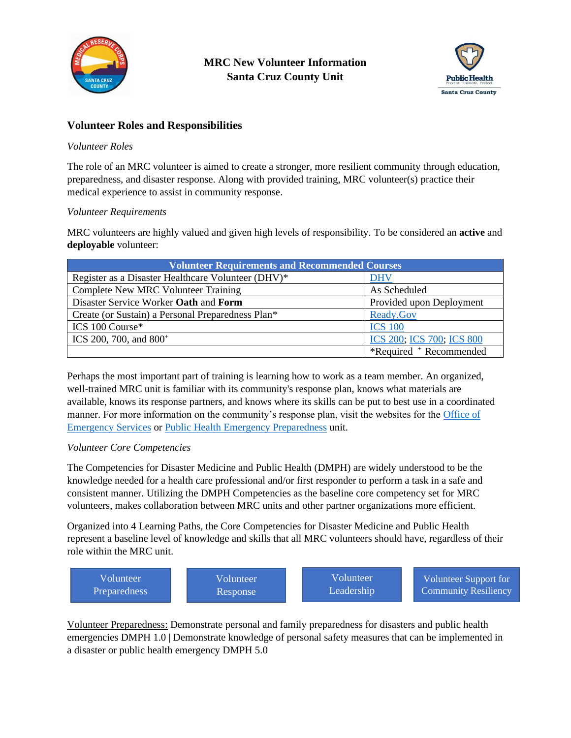**MRC New Volunteer Information**
**Santa Cruz County Unit**

## Volunteer Roles and Responsibilities

*Volunteer Roles*

The role of an MRC volunteer is aimed to create a stronger, more resilient community through education, preparedness, and disaster response. Along with provided training, MRC volunteer(s) practice their medical experience to assist in community response.

*Volunteer Requirements*

MRC volunteers are highly valued and given high levels of responsibility. To be considered an **active** and **deployable** volunteer:

| Volunteer Requirements and Recommended Courses | |
|---|---|
| Register as a Disaster Healthcare Volunteer (DHV)* | DHV |
| Complete New MRC Volunteer Training | As Scheduled |
| Disaster Service Worker **Oath** and **Form** | Provided upon Deployment |
| Create (or Sustain) a Personal Preparedness Plan* | Ready.Gov |
| ICS 100 Course* | ICS 100 |
| ICS 200, 700, and 800⁺ | ICS 200; ICS 700; ICS 800 |
| | *Required ⁺ Recommended |

Perhaps the most important part of training is learning how to work as a team member. An organized, well-trained MRC unit is familiar with its community's response plan, knows what materials are available, knows its response partners, and knows where its skills can be put to best use in a coordinated manner. For more information on the community's response plan, visit the websites for the Office of Emergency Services or Public Health Emergency Preparedness unit.

*Volunteer Core Competencies*

The Competencies for Disaster Medicine and Public Health (DMPH) are widely understood to be the knowledge needed for a health care professional and/or first responder to perform a task in a safe and consistent manner. Utilizing the DMPH Competencies as the baseline core competency set for MRC volunteers, makes collaboration between MRC units and other partner organizations more efficient.

Organized into 4 Learning Paths, the Core Competencies for Disaster Medicine and Public Health represent a baseline level of knowledge and skills that all MRC volunteers should have, regardless of their role within the MRC unit.

Volunteer Preparedness | Volunteer Response | Volunteer Leadership | Volunteer Support for Community Resiliency

Volunteer Preparedness: Demonstrate personal and family preparedness for disasters and public health emergencies DMPH 1.0 | Demonstrate knowledge of personal safety measures that can be implemented in a disaster or public health emergency DMPH 5.0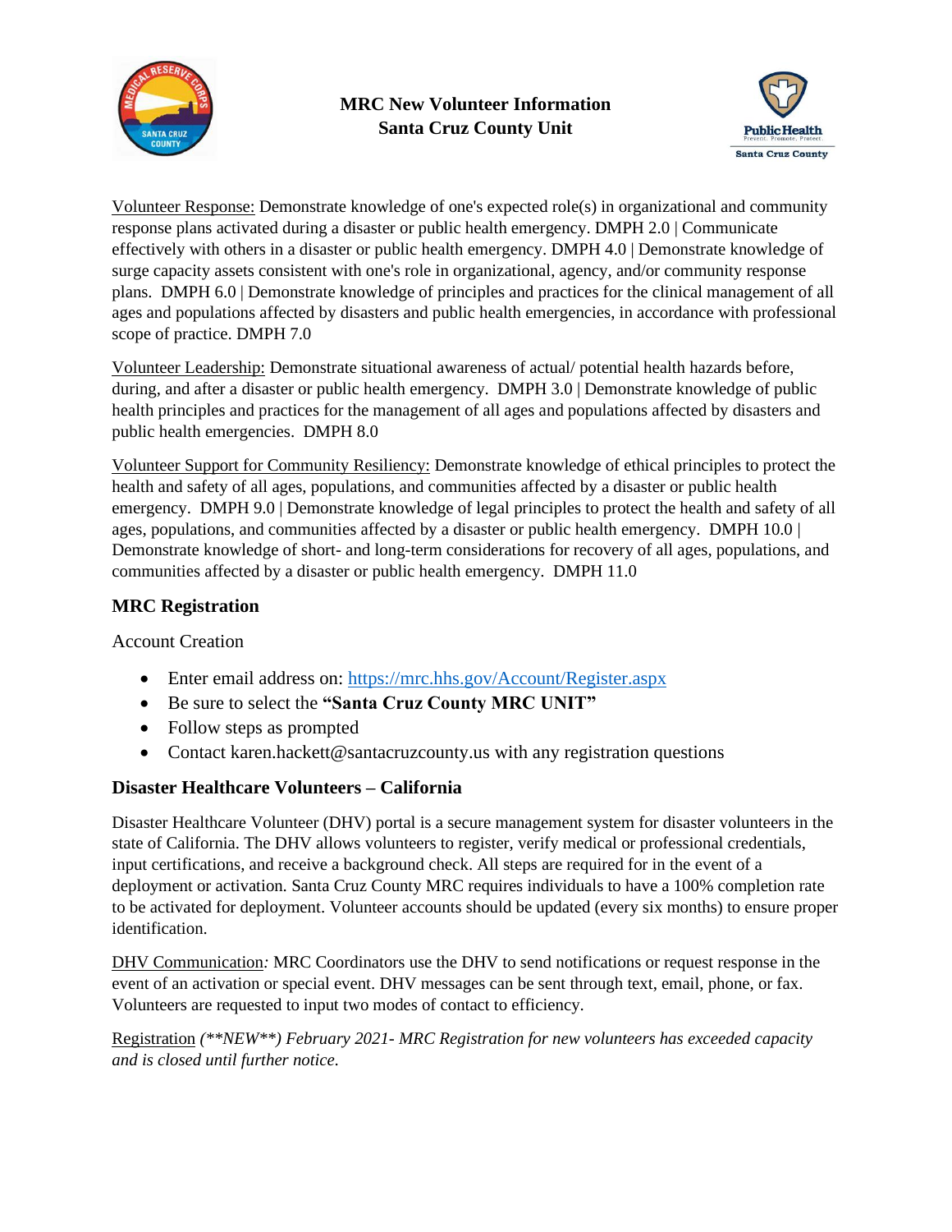**MRC New Volunteer Information**
**Santa Cruz County Unit**

Volunteer Response: Demonstrate knowledge of one's expected role(s) in organizational and community response plans activated during a disaster or public health emergency. DMPH 2.0 | Communicate effectively with others in a disaster or public health emergency. DMPH 4.0 | Demonstrate knowledge of surge capacity assets consistent with one's role in organizational, agency, and/or community response plans. DMPH 6.0 | Demonstrate knowledge of principles and practices for the clinical management of all ages and populations affected by disasters and public health emergencies, in accordance with professional scope of practice. DMPH 7.0

Volunteer Leadership: Demonstrate situational awareness of actual/ potential health hazards before, during, and after a disaster or public health emergency. DMPH 3.0 | Demonstrate knowledge of public health principles and practices for the management of all ages and populations affected by disasters and public health emergencies. DMPH 8.0

Volunteer Support for Community Resiliency: Demonstrate knowledge of ethical principles to protect the health and safety of all ages, populations, and communities affected by a disaster or public health emergency. DMPH 9.0 | Demonstrate knowledge of legal principles to protect the health and safety of all ages, populations, and communities affected by a disaster or public health emergency. DMPH 10.0 | Demonstrate knowledge of short- and long-term considerations for recovery of all ages, populations, and communities affected by a disaster or public health emergency. DMPH 11.0

## MRC Registration

Account Creation

- Enter email address on: https://mrc.hhs.gov/Account/Register.aspx
- Be sure to select the **"Santa Cruz County MRC UNIT"**
- Follow steps as prompted
- Contact karen.hackett@santacruzcounty.us with any registration questions

## Disaster Healthcare Volunteers – California

Disaster Healthcare Volunteer (DHV) portal is a secure management system for disaster volunteers in the state of California. The DHV allows volunteers to register, verify medical or professional credentials, input certifications, and receive a background check. All steps are required for in the event of a deployment or activation. Santa Cruz County MRC requires individuals to have a 100% completion rate to be activated for deployment. Volunteer accounts should be updated (every six months) to ensure proper identification.

DHV Communication*:* MRC Coordinators use the DHV to send notifications or request response in the event of an activation or special event. DHV messages can be sent through text, email, phone, or fax. Volunteers are requested to input two modes of contact to efficiency.

Registration *(**NEW**) February 2021- MRC Registration for new volunteers has exceeded capacity and is closed until further notice.*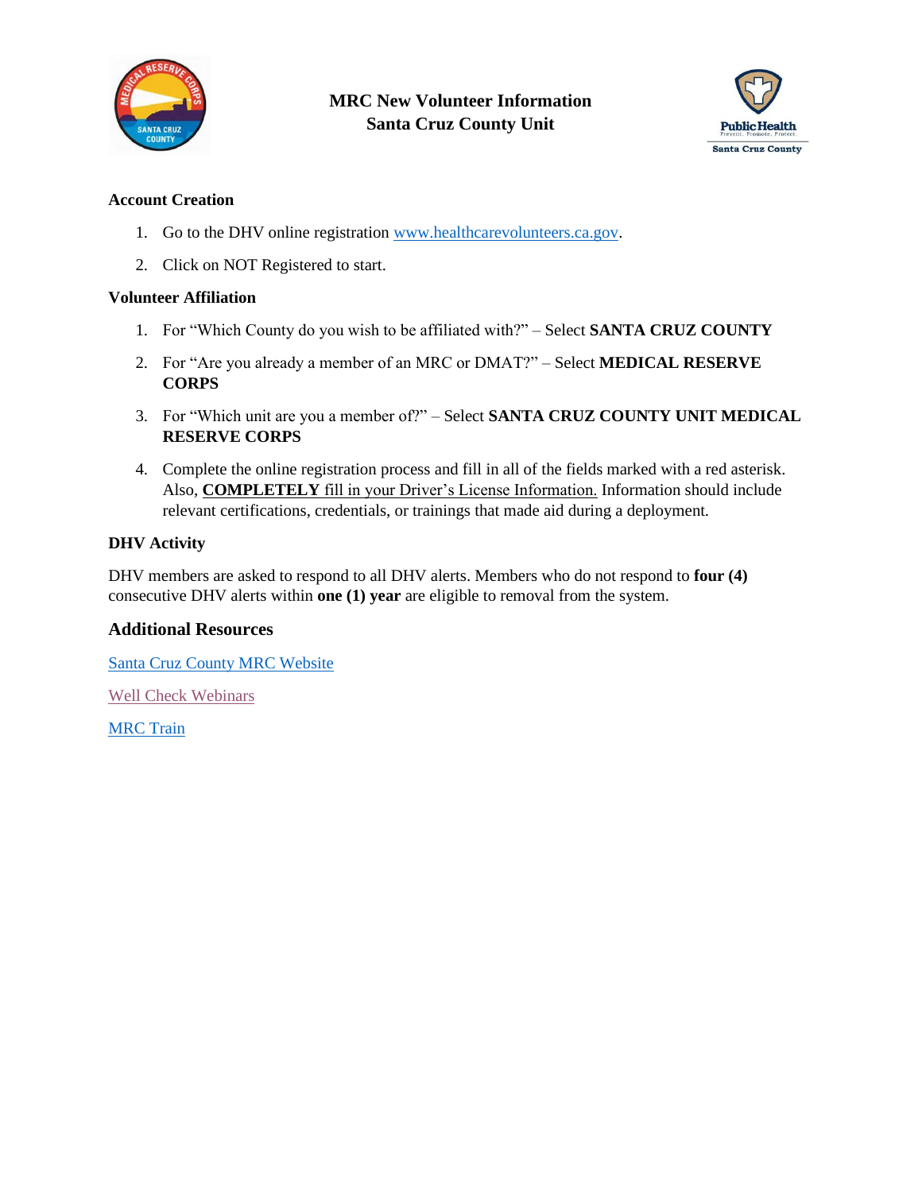# MRC New Volunteer Information
# Santa Cruz County Unit

### Account Creation

1. Go to the DHV online registration www.healthcarevolunteers.ca.gov.
2. Click on NOT Registered to start.

### Volunteer Affiliation

1. For "Which County do you wish to be affiliated with?" – Select **SANTA CRUZ COUNTY**
2. For "Are you already a member of an MRC or DMAT?" – Select **MEDICAL RESERVE CORPS**
3. For "Which unit are you a member of?" – Select **SANTA CRUZ COUNTY UNIT MEDICAL RESERVE CORPS**
4. Complete the online registration process and fill in all of the fields marked with a red asterisk. Also, **COMPLETELY** fill in your Driver's License Information. Information should include relevant certifications, credentials, or trainings that made aid during a deployment.

### DHV Activity

DHV members are asked to respond to all DHV alerts. Members who do not respond to **four (4)** consecutive DHV alerts within **one (1) year** are eligible to removal from the system.

## Additional Resources

Santa Cruz County MRC Website

Well Check Webinars

MRC Train